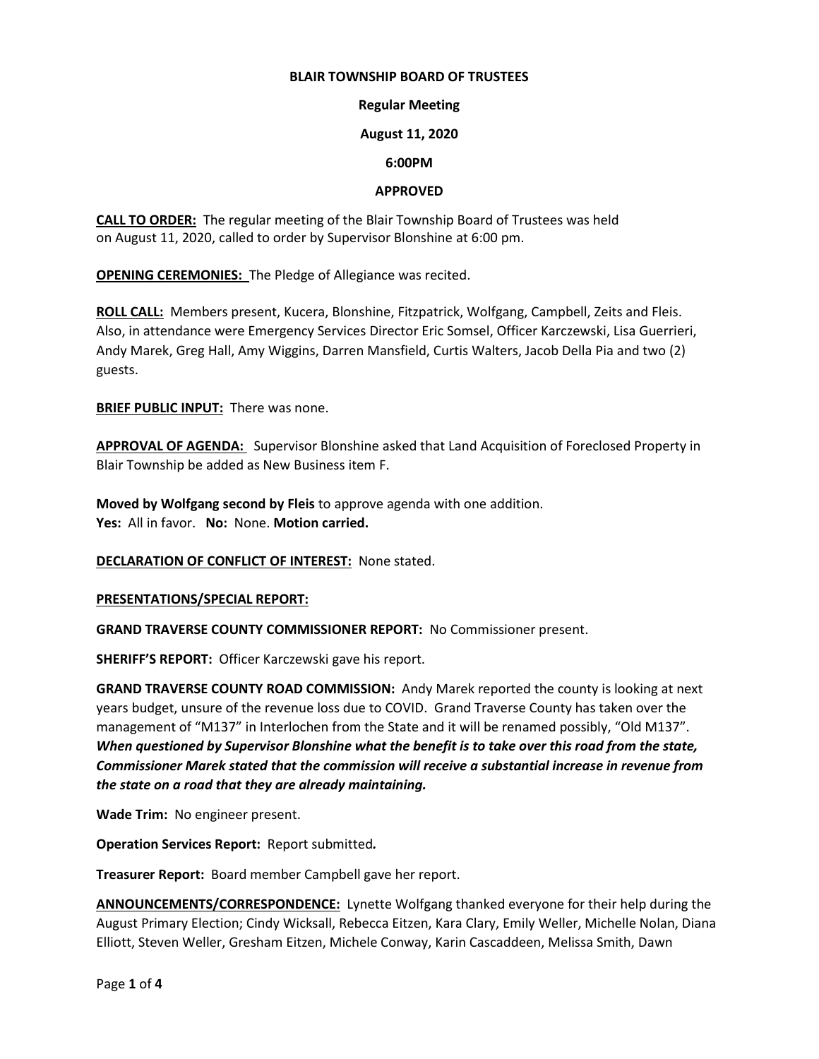**BLAIR TOWNSHIP BOARD OF TRUSTEES**

**Regular Meeting**

**August 11, 2020**

**6:00PM**

**APPROVED**

**CALL TO ORDER:** The regular meeting of the Blair Township Board of Trustees was held on August 11, 2020, called to order by Supervisor Blonshine at 6:00 pm.

**OPENING CEREMONIES:** The Pledge of Allegiance was recited.

**ROLL CALL:** Members present, Kucera, Blonshine, Fitzpatrick, Wolfgang, Campbell, Zeits and Fleis. Also, in attendance were Emergency Services Director Eric Somsel, Officer Karczewski, Lisa Guerrieri, Andy Marek, Greg Hall, Amy Wiggins, Darren Mansfield, Curtis Walters, Jacob Della Pia and two (2) guests.

**BRIEF PUBLIC INPUT:** There was none.

**APPROVAL OF AGENDA:** Supervisor Blonshine asked that Land Acquisition of Foreclosed Property in Blair Township be added as New Business item F.

**Moved by Wolfgang second by Fleis** to approve agenda with one addition.
**Yes:** All in favor. **No:** None. **Motion carried.**

**DECLARATION OF CONFLICT OF INTEREST:** None stated.

**PRESENTATIONS/SPECIAL REPORT:**

**GRAND TRAVERSE COUNTY COMMISSIONER REPORT:** No Commissioner present.

**SHERIFF'S REPORT:** Officer Karczewski gave his report.

**GRAND TRAVERSE COUNTY ROAD COMMISSION:** Andy Marek reported the county is looking at next years budget, unsure of the revenue loss due to COVID. Grand Traverse County has taken over the management of "M137" in Interlochen from the State and it will be renamed possibly, "Old M137". ***When questioned by Supervisor Blonshine what the benefit is to take over this road from the state, Commissioner Marek stated that the commission will receive a substantial increase in revenue from the state on a road that they are already maintaining.***

**Wade Trim:** No engineer present.

**Operation Services Report:** Report submitted*.*

**Treasurer Report:** Board member Campbell gave her report.

**ANNOUNCEMENTS/CORRESPONDENCE:** Lynette Wolfgang thanked everyone for their help during the August Primary Election; Cindy Wicksall, Rebecca Eitzen, Kara Clary, Emily Weller, Michelle Nolan, Diana Elliott, Steven Weller, Gresham Eitzen, Michele Conway, Karin Cascaddeen, Melissa Smith, Dawn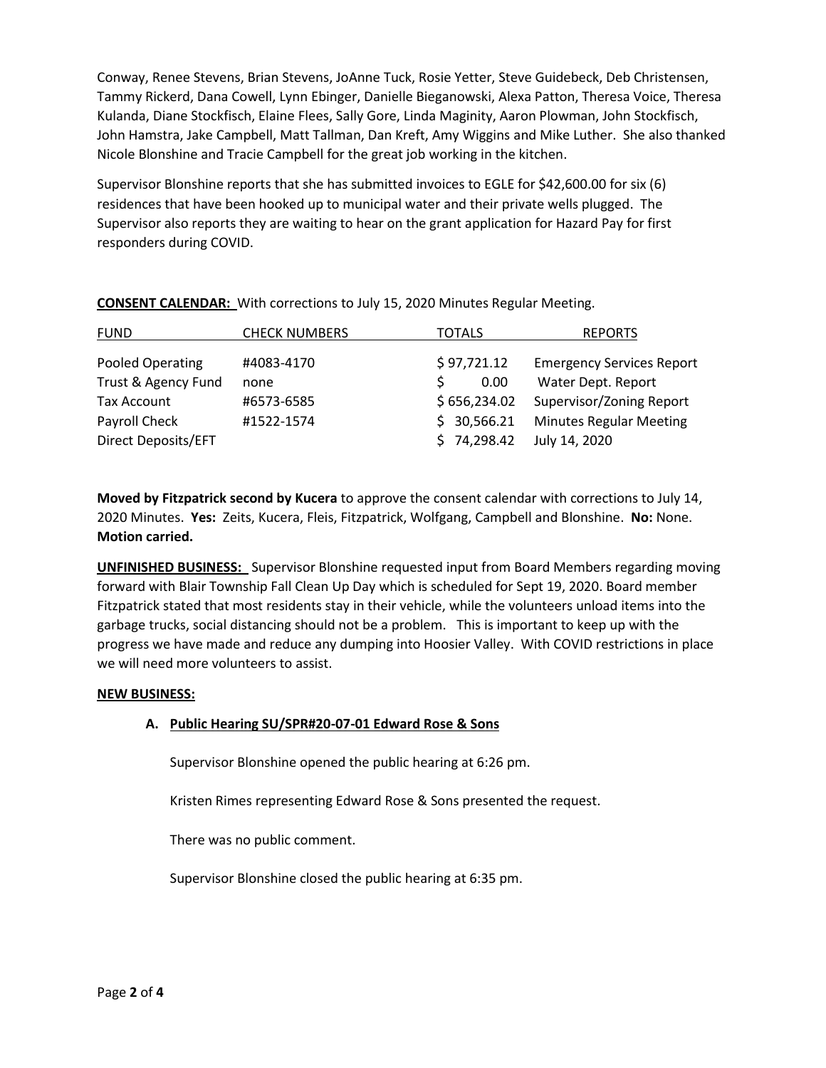Conway, Renee Stevens, Brian Stevens, JoAnne Tuck, Rosie Yetter, Steve Guidebeck, Deb Christensen, Tammy Rickerd, Dana Cowell, Lynn Ebinger, Danielle Bieganowski, Alexa Patton, Theresa Voice, Theresa Kulanda, Diane Stockfisch, Elaine Flees, Sally Gore, Linda Maginity, Aaron Plowman, John Stockfisch, John Hamstra, Jake Campbell, Matt Tallman, Dan Kreft, Amy Wiggins and Mike Luther. She also thanked Nicole Blonshine and Tracie Campbell for the great job working in the kitchen.

Supervisor Blonshine reports that she has submitted invoices to EGLE for $42,600.00 for six (6) residences that have been hooked up to municipal water and their private wells plugged. The Supervisor also reports they are waiting to hear on the grant application for Hazard Pay for first responders during COVID.

**CONSENT CALENDAR:** With corrections to July 15, 2020 Minutes Regular Meeting.

| FUND | CHECK NUMBERS | TOTALS | REPORTS |
|---|---|---|---|
| Pooled Operating | #4083-4170 | $ 97,721.12 | Emergency Services Report |
| Trust & Agency Fund | none | $ 0.00 | Water Dept. Report |
| Tax Account | #6573-6585 | $ 656,234.02 | Supervisor/Zoning Report |
| Payroll Check | #1522-1574 | $ 30,566.21 | Minutes Regular Meeting |
| Direct Deposits/EFT | | $ 74,298.42 | July 14, 2020 |

**Moved by Fitzpatrick second by Kucera** to approve the consent calendar with corrections to July 14, 2020 Minutes. **Yes:** Zeits, Kucera, Fleis, Fitzpatrick, Wolfgang, Campbell and Blonshine. **No:** None. **Motion carried.**

**UNFINISHED BUSINESS:** Supervisor Blonshine requested input from Board Members regarding moving forward with Blair Township Fall Clean Up Day which is scheduled for Sept 19, 2020. Board member Fitzpatrick stated that most residents stay in their vehicle, while the volunteers unload items into the garbage trucks, social distancing should not be a problem. This is important to keep up with the progress we have made and reduce any dumping into Hoosier Valley. With COVID restrictions in place we will need more volunteers to assist.

**NEW BUSINESS:**

**A. Public Hearing SU/SPR#20-07-01 Edward Rose & Sons**

Supervisor Blonshine opened the public hearing at 6:26 pm.

Kristen Rimes representing Edward Rose & Sons presented the request.

There was no public comment.

Supervisor Blonshine closed the public hearing at 6:35 pm.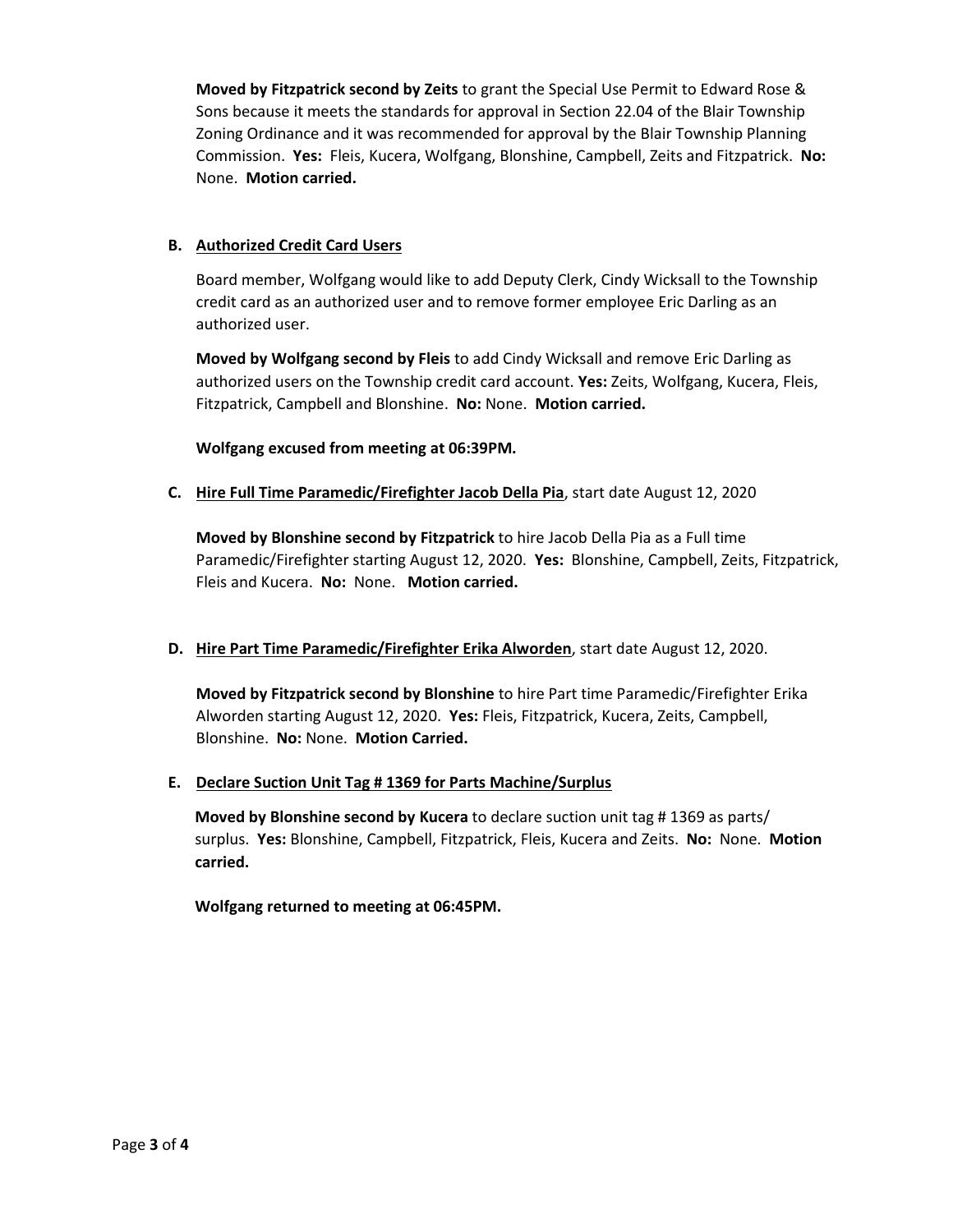**Moved by Fitzpatrick second by Zeits** to grant the Special Use Permit to Edward Rose & Sons because it meets the standards for approval in Section 22.04 of the Blair Township Zoning Ordinance and it was recommended for approval by the Blair Township Planning Commission. **Yes:** Fleis, Kucera, Wolfgang, Blonshine, Campbell, Zeits and Fitzpatrick. **No:** None. **Motion carried.**

**B. Authorized Credit Card Users**

Board member, Wolfgang would like to add Deputy Clerk, Cindy Wicksall to the Township credit card as an authorized user and to remove former employee Eric Darling as an authorized user.

**Moved by Wolfgang second by Fleis** to add Cindy Wicksall and remove Eric Darling as authorized users on the Township credit card account. **Yes:** Zeits, Wolfgang, Kucera, Fleis, Fitzpatrick, Campbell and Blonshine. **No:** None. **Motion carried.**

**Wolfgang excused from meeting at 06:39PM.**

**C. Hire Full Time Paramedic/Firefighter Jacob Della Pia**, start date August 12, 2020

**Moved by Blonshine second by Fitzpatrick** to hire Jacob Della Pia as a Full time Paramedic/Firefighter starting August 12, 2020. **Yes:** Blonshine, Campbell, Zeits, Fitzpatrick, Fleis and Kucera. **No:** None. **Motion carried.**

**D. Hire Part Time Paramedic/Firefighter Erika Alworden**, start date August 12, 2020.

**Moved by Fitzpatrick second by Blonshine** to hire Part time Paramedic/Firefighter Erika Alworden starting August 12, 2020. **Yes:** Fleis, Fitzpatrick, Kucera, Zeits, Campbell, Blonshine. **No:** None. **Motion Carried.**

**E. Declare Suction Unit Tag # 1369 for Parts Machine/Surplus**

**Moved by Blonshine second by Kucera** to declare suction unit tag # 1369 as parts/ surplus. **Yes:** Blonshine, Campbell, Fitzpatrick, Fleis, Kucera and Zeits. **No:** None. **Motion carried.**

**Wolfgang returned to meeting at 06:45PM.**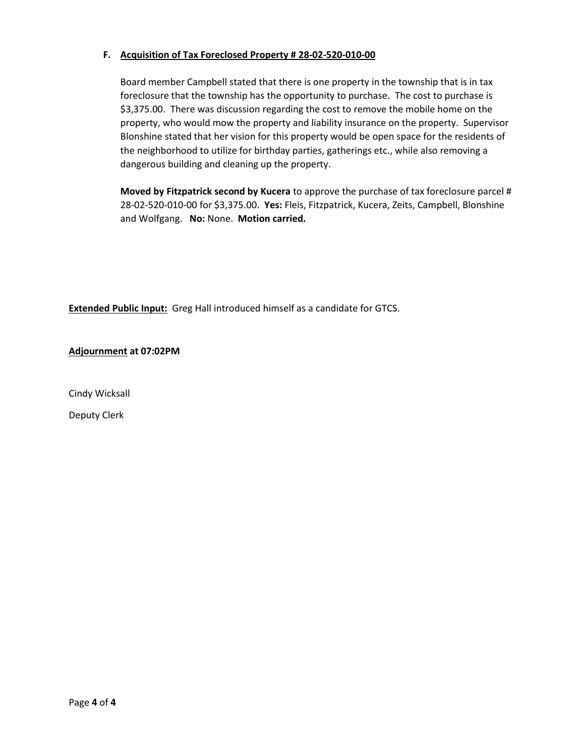**F. <u>Acquisition of Tax Foreclosed Property # 28-02-520-010-00</u>**

Board member Campbell stated that there is one property in the township that is in tax foreclosure that the township has the opportunity to purchase. The cost to purchase is $3,375.00. There was discussion regarding the cost to remove the mobile home on the property, who would mow the property and liability insurance on the property. Supervisor Blonshine stated that her vision for this property would be open space for the residents of the neighborhood to utilize for birthday parties, gatherings etc., while also removing a dangerous building and cleaning up the property.

**Moved by Fitzpatrick second by Kucera** to approve the purchase of tax foreclosure parcel # 28-02-520-010-00 for $3,375.00. **Yes:** Fleis, Fitzpatrick, Kucera, Zeits, Campbell, Blonshine and Wolfgang. **No:** None. **Motion carried.**

**<u>Extended Public Input:</u>** Greg Hall introduced himself as a candidate for GTCS.

**<u>Adjournment</u> at 07:02PM**

Cindy Wicksall

Deputy Clerk